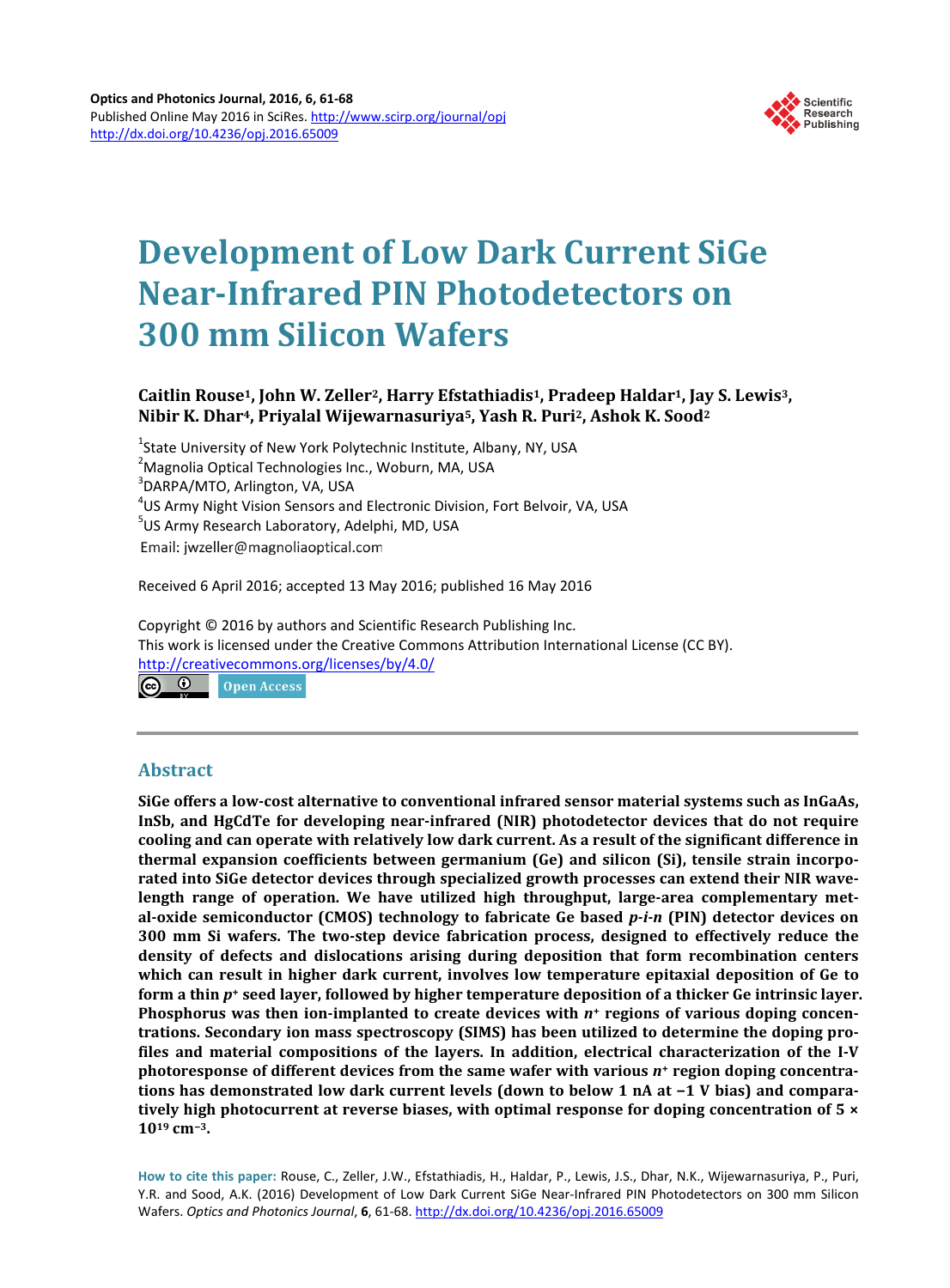# Development of Low Dark Current SiGe Near-Infrared PIN Photodetectors on 300 mm Silicon Wafers

**Caitlin Rouse[1], John W. Zeller[2], Harry Efstathiadis[1], Pradeep Haldar[1], Jay S. Lewis[3], Nibir K. Dhar[4], Priyalal Wijewarnasuriya[5], Yash R. Puri[2], Ashok K. Sood[2]**

[1]State University of New York Polytechnic Institute, Albany, NY, USA
[2]Magnolia Optical Technologies Inc., Woburn, MA, USA
[3]DARPA/MTO, Arlington, VA, USA
[4]US Army Night Vision Sensors and Electronic Division, Fort Belvoir, VA, USA
[5]US Army Research Laboratory, Adelphi, MD, USA
Email: jwzeller@magnoliaoptical.com

Received 6 April 2016; accepted 13 May 2016; published 16 May 2016

Copyright © 2016 by authors and Scientific Research Publishing Inc.
This work is licensed under the Creative Commons Attribution International License (CC BY).
http://creativecommons.org/licenses/by/4.0/

Open Access

## Abstract

**SiGe offers a low-cost alternative to conventional infrared sensor material systems such as InGaAs, InSb, and HgCdTe for developing near-infrared (NIR) photodetector devices that do not require cooling and can operate with relatively low dark current. As a result of the significant difference in thermal expansion coefficients between germanium (Ge) and silicon (Si), tensile strain incorporated into SiGe detector devices through specialized growth processes can extend their NIR wavelength range of operation. We have utilized high throughput, large-area complementary metal-oxide semiconductor (CMOS) technology to fabricate Ge based *p-i-n* (PIN) detector devices on 300 mm Si wafers. The two-step device fabrication process, designed to effectively reduce the density of defects and dislocations arising during deposition that form recombination centers which can result in higher dark current, involves low temperature epitaxial deposition of Ge to form a thin $p^+$ seed layer, followed by higher temperature deposition of a thicker Ge intrinsic layer. Phosphorus was then ion-implanted to create devices with $n^+$ regions of various doping concentrations. Secondary ion mass spectroscopy (SIMS) has been utilized to determine the doping profiles and material compositions of the layers. In addition, electrical characterization of the I-V photoresponse of different devices from the same wafer with various $n^+$ region doping concentrations has demonstrated low dark current levels (down to below 1 nA at −1 V bias) and comparatively high photocurrent at reverse biases, with optimal response for doping concentration of $5 \times 10^{19}$ cm$^{-3}$.**

**How to cite this paper:** Rouse, C., Zeller, J.W., Efstathiadis, H., Haldar, P., Lewis, J.S., Dhar, N.K., Wijewarnasuriya, P., Puri, Y.R. and Sood, A.K. (2016) Development of Low Dark Current SiGe Near-Infrared PIN Photodetectors on 300 mm Silicon Wafers. *Optics and Photonics Journal*, **6**, 61-68. http://dx.doi.org/10.4236/opj.2016.65009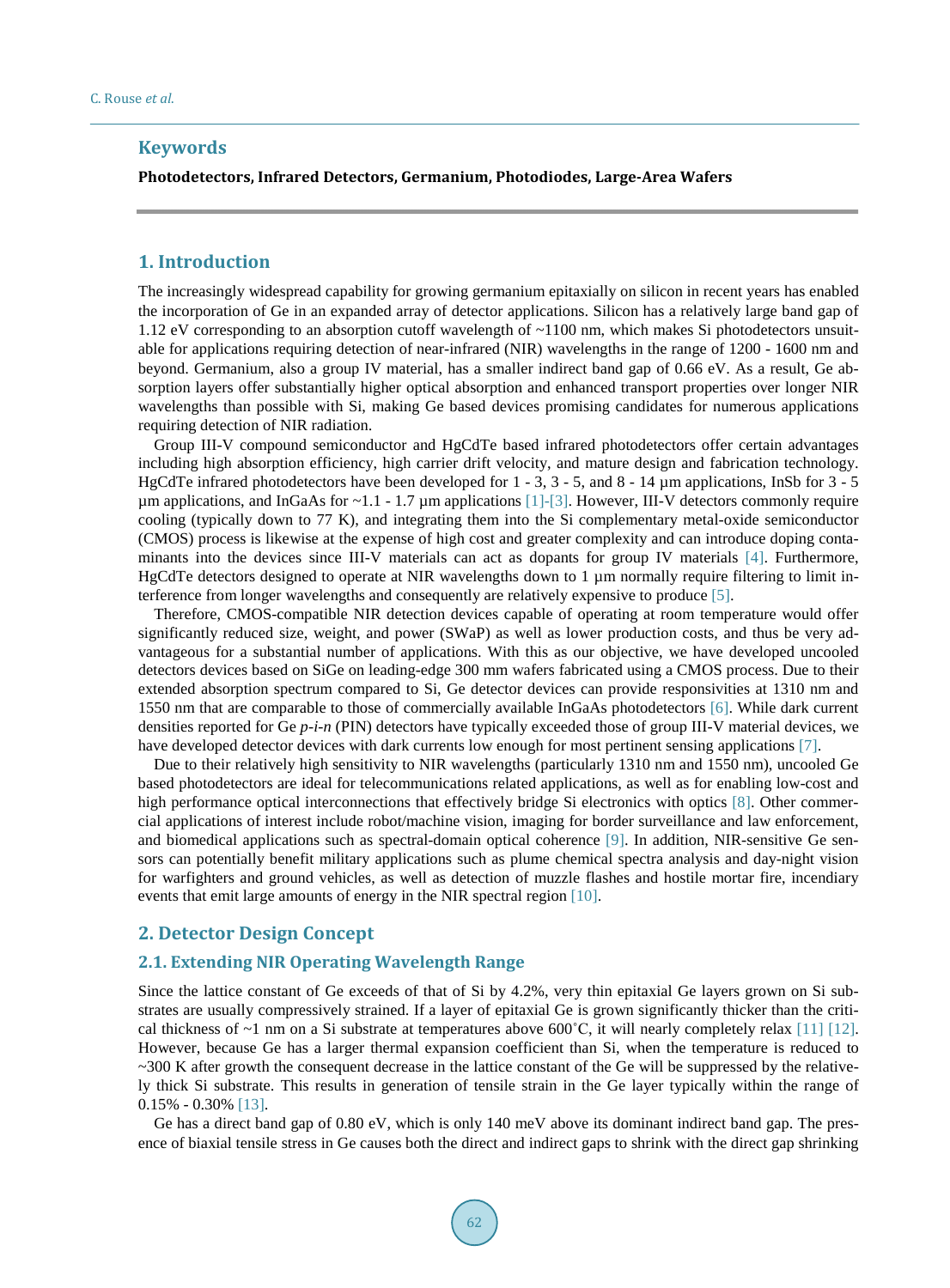## Keywords

**Photodetectors, Infrared Detectors, Germanium, Photodiodes, Large-Area Wafers**

## 1. Introduction

The increasingly widespread capability for growing germanium epitaxially on silicon in recent years has enabled the incorporation of Ge in an expanded array of detector applications. Silicon has a relatively large band gap of 1.12 eV corresponding to an absorption cutoff wavelength of ~1100 nm, which makes Si photodetectors unsuitable for applications requiring detection of near-infrared (NIR) wavelengths in the range of 1200 - 1600 nm and beyond. Germanium, also a group IV material, has a smaller indirect band gap of 0.66 eV. As a result, Ge absorption layers offer substantially higher optical absorption and enhanced transport properties over longer NIR wavelengths than possible with Si, making Ge based devices promising candidates for numerous applications requiring detection of NIR radiation.

Group III-V compound semiconductor and HgCdTe based infrared photodetectors offer certain advantages including high absorption efficiency, high carrier drift velocity, and mature design and fabrication technology. HgCdTe infrared photodetectors have been developed for 1 - 3, 3 - 5, and 8 - 14 µm applications, InSb for 3 - 5 µm applications, and InGaAs for ~1.1 - 1.7 µm applications [1]-[3]. However, III-V detectors commonly require cooling (typically down to 77 K), and integrating them into the Si complementary metal-oxide semiconductor (CMOS) process is likewise at the expense of high cost and greater complexity and can introduce doping contaminants into the devices since III-V materials can act as dopants for group IV materials [4]. Furthermore, HgCdTe detectors designed to operate at NIR wavelengths down to 1 µm normally require filtering to limit interference from longer wavelengths and consequently are relatively expensive to produce [5].

Therefore, CMOS-compatible NIR detection devices capable of operating at room temperature would offer significantly reduced size, weight, and power (SWaP) as well as lower production costs, and thus be very advantageous for a substantial number of applications. With this as our objective, we have developed uncooled detectors devices based on SiGe on leading-edge 300 mm wafers fabricated using a CMOS process. Due to their extended absorption spectrum compared to Si, Ge detector devices can provide responsivities at 1310 nm and 1550 nm that are comparable to those of commercially available InGaAs photodetectors [6]. While dark current densities reported for Ge *p-i-n* (PIN) detectors have typically exceeded those of group III-V material devices, we have developed detector devices with dark currents low enough for most pertinent sensing applications [7].

Due to their relatively high sensitivity to NIR wavelengths (particularly 1310 nm and 1550 nm), uncooled Ge based photodetectors are ideal for telecommunications related applications, as well as for enabling low-cost and high performance optical interconnections that effectively bridge Si electronics with optics [8]. Other commercial applications of interest include robot/machine vision, imaging for border surveillance and law enforcement, and biomedical applications such as spectral-domain optical coherence [9]. In addition, NIR-sensitive Ge sensors can potentially benefit military applications such as plume chemical spectra analysis and day-night vision for warfighters and ground vehicles, as well as detection of muzzle flashes and hostile mortar fire, incendiary events that emit large amounts of energy in the NIR spectral region [10].

## 2. Detector Design Concept

### 2.1. Extending NIR Operating Wavelength Range

Since the lattice constant of Ge exceeds of that of Si by 4.2%, very thin epitaxial Ge layers grown on Si substrates are usually compressively strained. If a layer of epitaxial Ge is grown significantly thicker than the critical thickness of ~1 nm on a Si substrate at temperatures above 600˚C, it will nearly completely relax [11] [12]. However, because Ge has a larger thermal expansion coefficient than Si, when the temperature is reduced to ~300 K after growth the consequent decrease in the lattice constant of the Ge will be suppressed by the relatively thick Si substrate. This results in generation of tensile strain in the Ge layer typically within the range of 0.15% - 0.30% [13].

Ge has a direct band gap of 0.80 eV, which is only 140 meV above its dominant indirect band gap. The presence of biaxial tensile stress in Ge causes both the direct and indirect gaps to shrink with the direct gap shrinking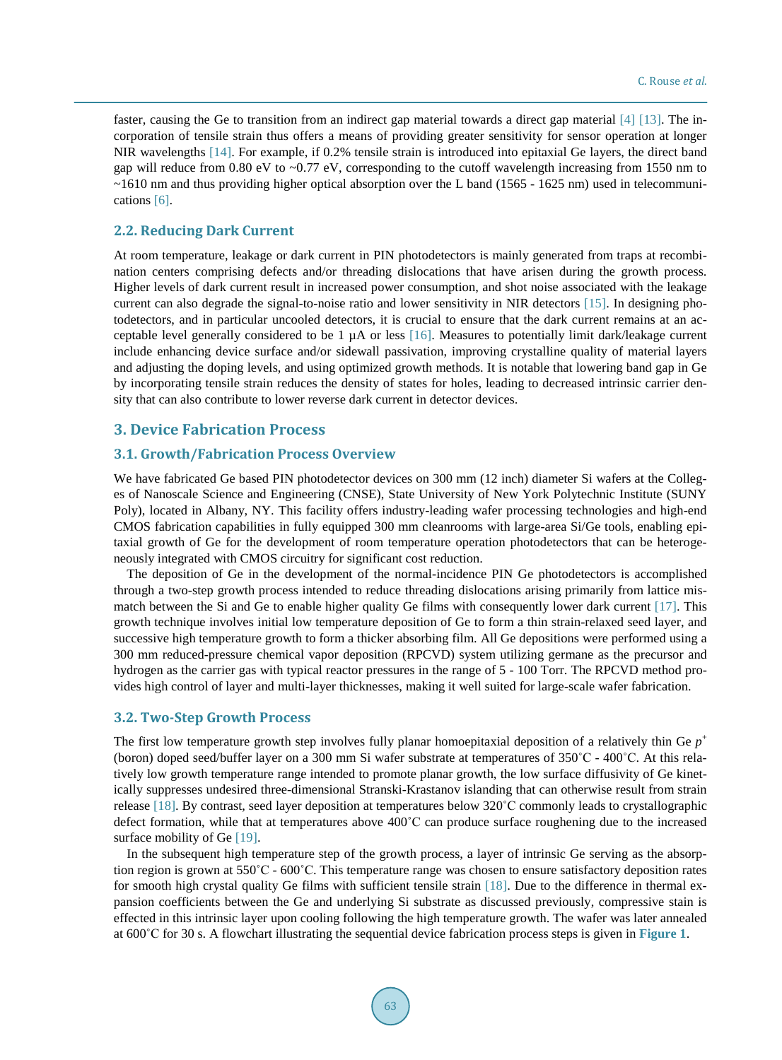faster, causing the Ge to transition from an indirect gap material towards a direct gap material [4] [13]. The incorporation of tensile strain thus offers a means of providing greater sensitivity for sensor operation at longer NIR wavelengths [14]. For example, if 0.2% tensile strain is introduced into epitaxial Ge layers, the direct band gap will reduce from 0.80 eV to ~0.77 eV, corresponding to the cutoff wavelength increasing from 1550 nm to ~1610 nm and thus providing higher optical absorption over the L band (1565 - 1625 nm) used in telecommunications [6].

### 2.2. Reducing Dark Current

At room temperature, leakage or dark current in PIN photodetectors is mainly generated from traps at recombination centers comprising defects and/or threading dislocations that have arisen during the growth process. Higher levels of dark current result in increased power consumption, and shot noise associated with the leakage current can also degrade the signal-to-noise ratio and lower sensitivity in NIR detectors [15]. In designing photodetectors, and in particular uncooled detectors, it is crucial to ensure that the dark current remains at an acceptable level generally considered to be 1 µA or less [16]. Measures to potentially limit dark/leakage current include enhancing device surface and/or sidewall passivation, improving crystalline quality of material layers and adjusting the doping levels, and using optimized growth methods. It is notable that lowering band gap in Ge by incorporating tensile strain reduces the density of states for holes, leading to decreased intrinsic carrier density that can also contribute to lower reverse dark current in detector devices.

## 3. Device Fabrication Process

### 3.1. Growth/Fabrication Process Overview

We have fabricated Ge based PIN photodetector devices on 300 mm (12 inch) diameter Si wafers at the Colleges of Nanoscale Science and Engineering (CNSE), State University of New York Polytechnic Institute (SUNY Poly), located in Albany, NY. This facility offers industry-leading wafer processing technologies and high-end CMOS fabrication capabilities in fully equipped 300 mm cleanrooms with large-area Si/Ge tools, enabling epitaxial growth of Ge for the development of room temperature operation photodetectors that can be heterogeneously integrated with CMOS circuitry for significant cost reduction.

The deposition of Ge in the development of the normal-incidence PIN Ge photodetectors is accomplished through a two-step growth process intended to reduce threading dislocations arising primarily from lattice mismatch between the Si and Ge to enable higher quality Ge films with consequently lower dark current [17]. This growth technique involves initial low temperature deposition of Ge to form a thin strain-relaxed seed layer, and successive high temperature growth to form a thicker absorbing film. All Ge depositions were performed using a 300 mm reduced-pressure chemical vapor deposition (RPCVD) system utilizing germane as the precursor and hydrogen as the carrier gas with typical reactor pressures in the range of 5 - 100 Torr. The RPCVD method provides high control of layer and multi-layer thicknesses, making it well suited for large-scale wafer fabrication.

### 3.2. Two-Step Growth Process

The first low temperature growth step involves fully planar homoepitaxial deposition of a relatively thin Ge $p^+$ (boron) doped seed/buffer layer on a 300 mm Si wafer substrate at temperatures of 350˚C - 400˚C. At this relatively low growth temperature range intended to promote planar growth, the low surface diffusivity of Ge kinetically suppresses undesired three-dimensional Stranski-Krastanov islanding that can otherwise result from strain release [18]. By contrast, seed layer deposition at temperatures below 320˚C commonly leads to crystallographic defect formation, while that at temperatures above 400˚C can produce surface roughening due to the increased surface mobility of Ge [19].

In the subsequent high temperature step of the growth process, a layer of intrinsic Ge serving as the absorption region is grown at 550˚C - 600˚C. This temperature range was chosen to ensure satisfactory deposition rates for smooth high crystal quality Ge films with sufficient tensile strain [18]. Due to the difference in thermal expansion coefficients between the Ge and underlying Si substrate as discussed previously, compressive stain is effected in this intrinsic layer upon cooling following the high temperature growth. The wafer was later annealed at 600˚C for 30 s. A flowchart illustrating the sequential device fabrication process steps is given in **Figure 1**.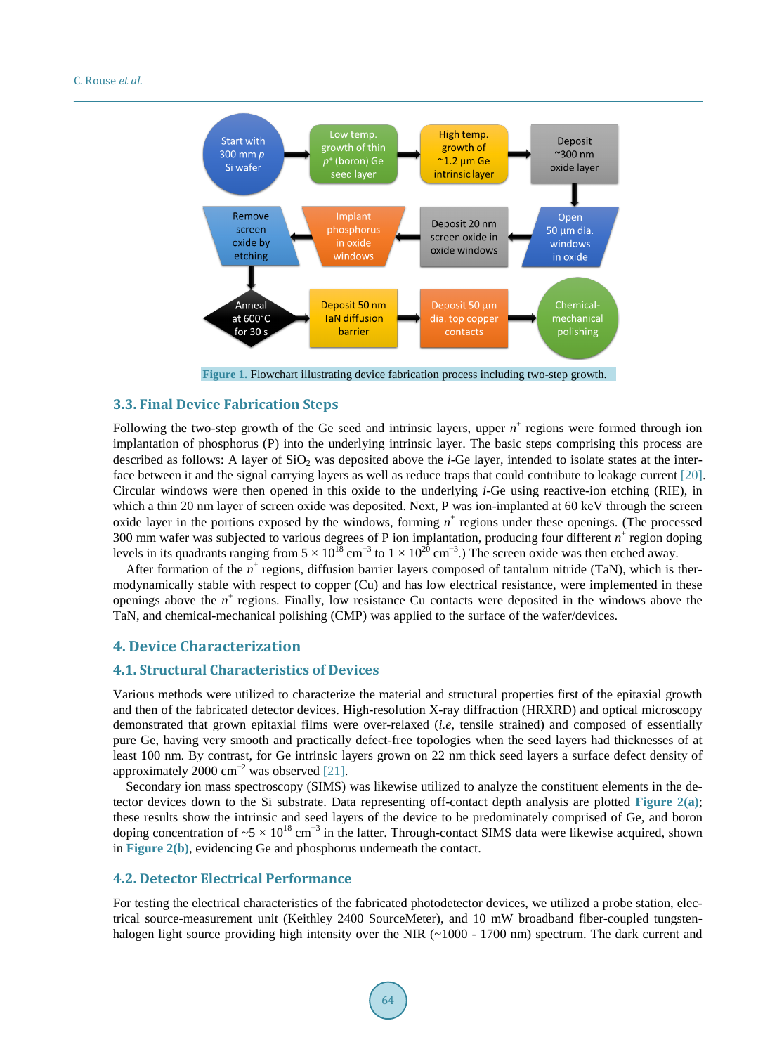Figure 1. Flowchart illustrating device fabrication process including two-step growth.

### 3.3. Final Device Fabrication Steps

Following the two-step growth of the Ge seed and intrinsic layers, upper $n^+$ regions were formed through ion implantation of phosphorus (P) into the underlying intrinsic layer. The basic steps comprising this process are described as follows: A layer of $SiO_2$ was deposited above the *i*-Ge layer, intended to isolate states at the interface between it and the signal carrying layers as well as reduce traps that could contribute to leakage current [20]. Circular windows were then opened in this oxide to the underlying *i*-Ge using reactive-ion etching (RIE), in which a thin 20 nm layer of screen oxide was deposited. Next, P was ion-implanted at 60 keV through the screen oxide layer in the portions exposed by the windows, forming $n^+$ regions under these openings. (The processed 300 mm wafer was subjected to various degrees of P ion implantation, producing four different $n^+$ region doping levels in its quadrants ranging from $5 \times 10^{18}$ $cm^{-3}$ to $1 \times 10^{20}$ $cm^{-3}$.) The screen oxide was then etched away.

After formation of the $n^+$ regions, diffusion barrier layers composed of tantalum nitride (TaN), which is thermodynamically stable with respect to copper (Cu) and has low electrical resistance, were implemented in these openings above the $n^+$ regions. Finally, low resistance Cu contacts were deposited in the windows above the TaN, and chemical-mechanical polishing (CMP) was applied to the surface of the wafer/devices.

## 4. Device Characterization

### 4.1. Structural Characteristics of Devices

Various methods were utilized to characterize the material and structural properties first of the epitaxial growth and then of the fabricated detector devices. High-resolution X-ray diffraction (HRXRD) and optical microscopy demonstrated that grown epitaxial films were over-relaxed (*i.e*, tensile strained) and composed of essentially pure Ge, having very smooth and practically defect-free topologies when the seed layers had thicknesses of at least 100 nm. By contrast, for Ge intrinsic layers grown on 22 nm thick seed layers a surface defect density of approximately 2000 $cm^{-2}$ was observed [21].

Secondary ion mass spectroscopy (SIMS) was likewise utilized to analyze the constituent elements in the detector devices down to the Si substrate. Data representing off-contact depth analysis are plotted Figure 2(a); these results show the intrinsic and seed layers of the device to be predominately comprised of Ge, and boron doping concentration of ~$5 \times 10^{18}$ $cm^{-3}$ in the latter. Through-contact SIMS data were likewise acquired, shown in Figure 2(b), evidencing Ge and phosphorus underneath the contact.

### 4.2. Detector Electrical Performance

For testing the electrical characteristics of the fabricated photodetector devices, we utilized a probe station, electrical source-measurement unit (Keithley 2400 SourceMeter), and 10 mW broadband fiber-coupled tungsten-halogen light source providing high intensity over the NIR (~1000 - 1700 nm) spectrum. The dark current and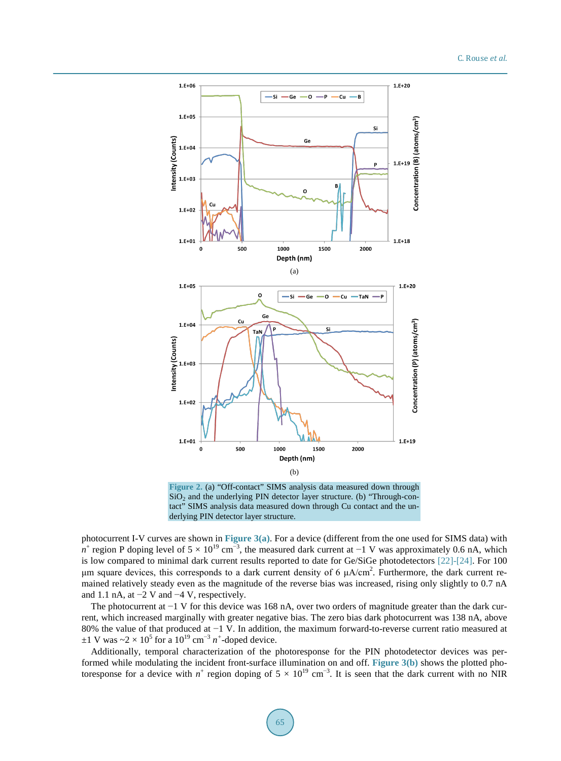Figure 2. (a) "Off-contact" SIMS analysis data measured down through $SiO_2$ and the underlying PIN detector layer structure. (b) "Through-contact" SIMS analysis data measured down through Cu contact and the underlying PIN detector layer structure.

photocurrent I-V curves are shown in Figure 3(a). For a device (different from the one used for SIMS data) with $n^+$ region P doping level of $5 \times 10^{19}$ cm$^{-3}$, the measured dark current at −1 V was approximately 0.6 nA, which is low compared to minimal dark current results reported to date for Ge/SiGe photodetectors [22]-[24]. For 100 μm square devices, this corresponds to a dark current density of 6 μA/cm$^2$. Furthermore, the dark current remained relatively steady even as the magnitude of the reverse bias was increased, rising only slightly to 0.7 nA and 1.1 nA, at −2 V and −4 V, respectively.

The photocurrent at −1 V for this device was 168 nA, over two orders of magnitude greater than the dark current, which increased marginally with greater negative bias. The zero bias dark photocurrent was 138 nA, above 80% the value of that produced at −1 V. In addition, the maximum forward-to-reverse current ratio measured at ±1 V was ~$2 \times 10^5$ for a $10^{19}$ cm$^{-3}$ $n^+$-doped device.

Additionally, temporal characterization of the photoresponse for the PIN photodetector devices was performed while modulating the incident front-surface illumination on and off. Figure 3(b) shows the plotted photoresponse for a device with $n^+$ region doping of $5 \times 10^{19}$ cm$^{-3}$. It is seen that the dark current with no NIR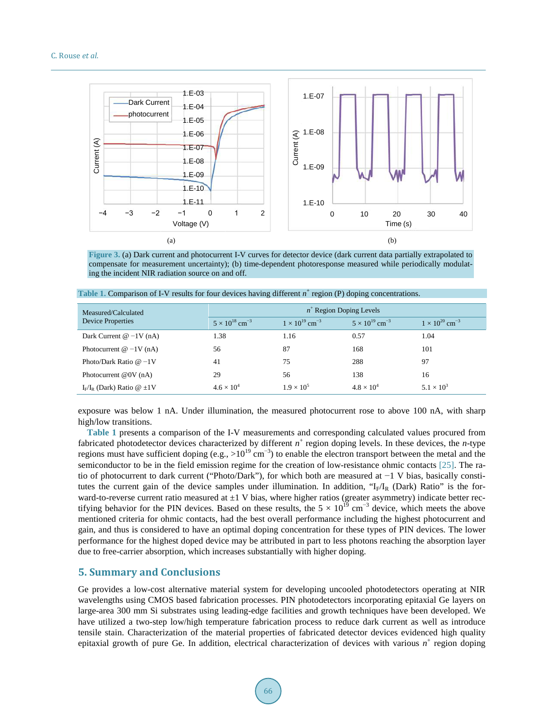Figure 3. (a) Dark current and photocurrent I-V curves for detector device (dark current data partially extrapolated to compensate for measurement uncertainty); (b) time-dependent photoresponse measured while periodically modulating the incident NIR radiation source on and off.

Table 1. Comparison of I-V results for four devices having different $n^+$ region (P) doping concentrations.

| Measured/Calculated Device Properties | $n^+$ Region Doping Levels | | | |
|---|---|---|---|---|
| | $5 \times 10^{18}$ cm$^{-3}$ | $1 \times 10^{19}$ cm$^{-3}$ | $5 \times 10^{19}$ cm$^{-3}$ | $1 \times 10^{20}$ cm$^{-3}$ |
| Dark Current @ −1V (nA) | 1.38 | 1.16 | 0.57 | 1.04 |
| Photocurrent @ −1V (nA) | 56 | 87 | 168 | 101 |
| Photo/Dark Ratio @ −1V | 41 | 75 | 288 | 97 |
| Photocurrent @0V (nA) | 29 | 56 | 138 | 16 |
| $I_F/I_R$ (Dark) Ratio @ ±1V | $4.6 \times 10^4$ | $1.9 \times 10^5$ | $4.8 \times 10^4$ | $5.1 \times 10^3$ |

exposure was below 1 nA. Under illumination, the measured photocurrent rose to above 100 nA, with sharp high/low transitions.

Table 1 presents a comparison of the I-V measurements and corresponding calculated values procured from fabricated photodetector devices characterized by different $n^+$ region doping levels. In these devices, the *n*-type regions must have sufficient doping (e.g., $>10^{19}$ cm$^{-3}$) to enable the electron transport between the metal and the semiconductor to be in the field emission regime for the creation of low-resistance ohmic contacts [25]. The ratio of photocurrent to dark current ("Photo/Dark"), for which both are measured at −1 V bias, basically constitutes the current gain of the device samples under illumination. In addition, "$I_F/I_R$ (Dark) Ratio" is the forward-to-reverse current ratio measured at ±1 V bias, where higher ratios (greater asymmetry) indicate better rectifying behavior for the PIN devices. Based on these results, the $5 \times 10^{19}$ cm$^{-3}$ device, which meets the above mentioned criteria for ohmic contacts, had the best overall performance including the highest photocurrent and gain, and thus is considered to have an optimal doping concentration for these types of PIN devices. The lower performance for the highest doped device may be attributed in part to less photons reaching the absorption layer due to free-carrier absorption, which increases substantially with higher doping.

## 5. Summary and Conclusions

Ge provides a low-cost alternative material system for developing uncooled photodetectors operating at NIR wavelengths using CMOS based fabrication processes. PIN photodetectors incorporating epitaxial Ge layers on large-area 300 mm Si substrates using leading-edge facilities and growth techniques have been developed. We have utilized a two-step low/high temperature fabrication process to reduce dark current as well as introduce tensile stain. Characterization of the material properties of fabricated detector devices evidenced high quality epitaxial growth of pure Ge. In addition, electrical characterization of devices with various $n^+$ region doping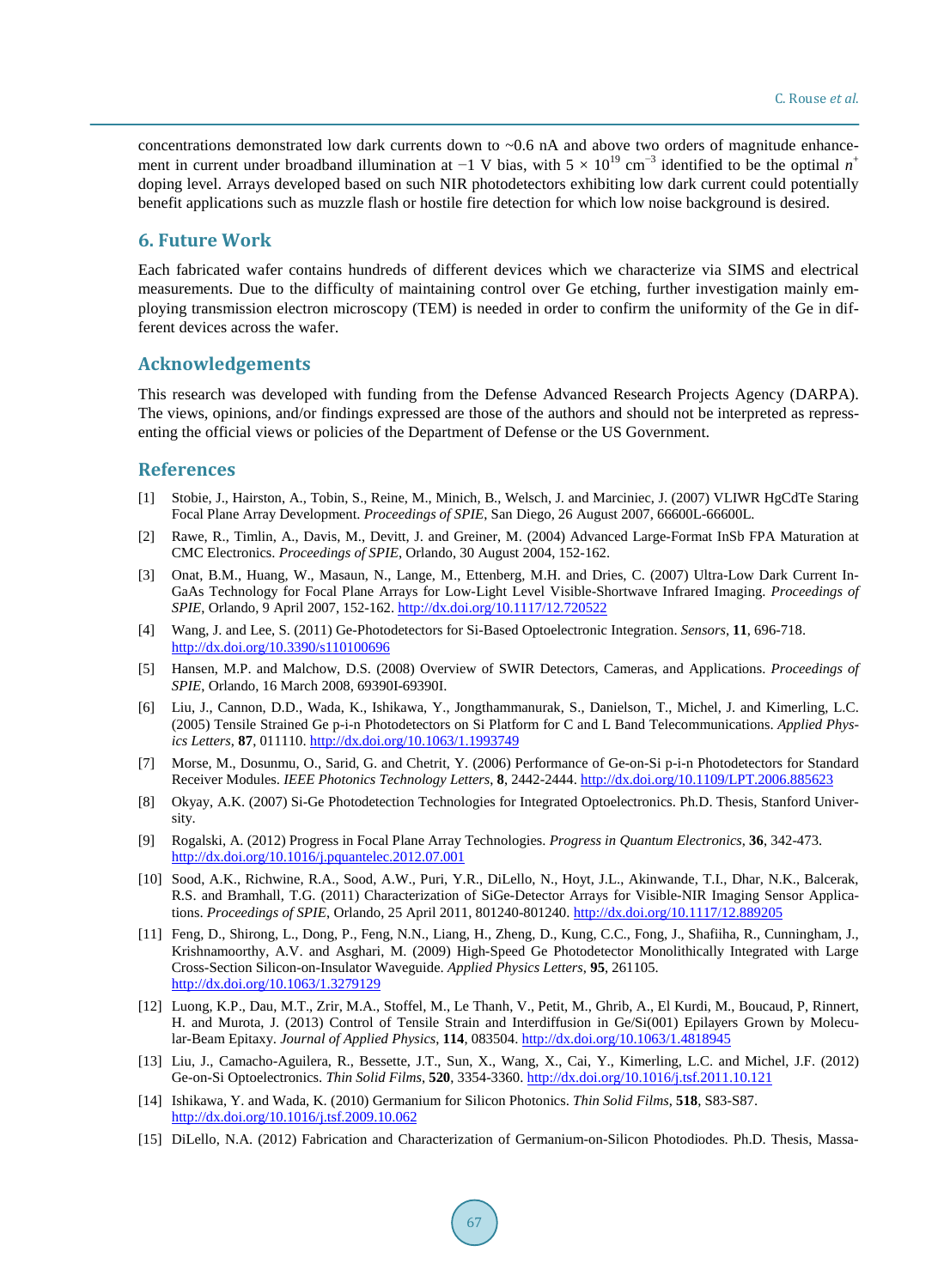concentrations demonstrated low dark currents down to ~0.6 nA and above two orders of magnitude enhancement in current under broadband illumination at −1 V bias, with $5 \times 10^{19}$ cm$^{-3}$ identified to be the optimal $n^+$ doping level. Arrays developed based on such NIR photodetectors exhibiting low dark current could potentially benefit applications such as muzzle flash or hostile fire detection for which low noise background is desired.

## 6. Future Work

Each fabricated wafer contains hundreds of different devices which we characterize via SIMS and electrical measurements. Due to the difficulty of maintaining control over Ge etching, further investigation mainly employing transmission electron microscopy (TEM) is needed in order to confirm the uniformity of the Ge in different devices across the wafer.

## Acknowledgements

This research was developed with funding from the Defense Advanced Research Projects Agency (DARPA). The views, opinions, and/or findings expressed are those of the authors and should not be interpreted as repressenting the official views or policies of the Department of Defense or the US Government.

## References

[1] Stobie, J., Hairston, A., Tobin, S., Reine, M., Minich, B., Welsch, J. and Marciniec, J. (2007) VLIWR HgCdTe Staring Focal Plane Array Development. *Proceedings of SPIE*, San Diego, 26 August 2007, 66600L-66600L.

[2] Rawe, R., Timlin, A., Davis, M., Devitt, J. and Greiner, M. (2004) Advanced Large-Format InSb FPA Maturation at CMC Electronics. *Proceedings of SPIE*, Orlando, 30 August 2004, 152-162.

[3] Onat, B.M., Huang, W., Masaun, N., Lange, M., Ettenberg, M.H. and Dries, C. (2007) Ultra-Low Dark Current InGaAs Technology for Focal Plane Arrays for Low-Light Level Visible-Shortwave Infrared Imaging. *Proceedings of SPIE*, Orlando, 9 April 2007, 152-162. http://dx.doi.org/10.1117/12.720522

[4] Wang, J. and Lee, S. (2011) Ge-Photodetectors for Si-Based Optoelectronic Integration. *Sensors*, **11**, 696-718. http://dx.doi.org/10.3390/s110100696

[5] Hansen, M.P. and Malchow, D.S. (2008) Overview of SWIR Detectors, Cameras, and Applications. *Proceedings of SPIE*, Orlando, 16 March 2008, 69390I-69390I.

[6] Liu, J., Cannon, D.D., Wada, K., Ishikawa, Y., Jongthammanurak, S., Danielson, T., Michel, J. and Kimerling, L.C. (2005) Tensile Strained Ge p-i-n Photodetectors on Si Platform for C and L Band Telecommunications. *Applied Physics Letters*, **87**, 011110. http://dx.doi.org/10.1063/1.1993749

[7] Morse, M., Dosunmu, O., Sarid, G. and Chetrit, Y. (2006) Performance of Ge-on-Si p-i-n Photodetectors for Standard Receiver Modules. *IEEE Photonics Technology Letters*, **8**, 2442-2444. http://dx.doi.org/10.1109/LPT.2006.885623

[8] Okyay, A.K. (2007) Si-Ge Photodetection Technologies for Integrated Optoelectronics. Ph.D. Thesis, Stanford University.

[9] Rogalski, A. (2012) Progress in Focal Plane Array Technologies. *Progress in Quantum Electronics*, **36**, 342-473. http://dx.doi.org/10.1016/j.pquantelec.2012.07.001

[10] Sood, A.K., Richwine, R.A., Sood, A.W., Puri, Y.R., DiLello, N., Hoyt, J.L., Akinwande, T.I., Dhar, N.K., Balcerak, R.S. and Bramhall, T.G. (2011) Characterization of SiGe-Detector Arrays for Visible-NIR Imaging Sensor Applications. *Proceedings of SPIE*, Orlando, 25 April 2011, 801240-801240. http://dx.doi.org/10.1117/12.889205

[11] Feng, D., Shirong, L., Dong, P., Feng, N.N., Liang, H., Zheng, D., Kung, C.C., Fong, J., Shafiiha, R., Cunningham, J., Krishnamoorthy, A.V. and Asghari, M. (2009) High-Speed Ge Photodetector Monolithically Integrated with Large Cross-Section Silicon-on-Insulator Waveguide. *Applied Physics Letters*, **95**, 261105. http://dx.doi.org/10.1063/1.3279129

[12] Luong, K.P., Dau, M.T., Zrir, M.A., Stoffel, M., Le Thanh, V., Petit, M., Ghrib, A., El Kurdi, M., Boucaud, P, Rinnert, H. and Murota, J. (2013) Control of Tensile Strain and Interdiffusion in Ge/Si(001) Epilayers Grown by Molecular-Beam Epitaxy. *Journal of Applied Physics*, **114**, 083504. http://dx.doi.org/10.1063/1.4818945

[13] Liu, J., Camacho-Aguilera, R., Bessette, J.T., Sun, X., Wang, X., Cai, Y., Kimerling, L.C. and Michel, J.F. (2012) Ge-on-Si Optoelectronics. *Thin Solid Films*, **520**, 3354-3360. http://dx.doi.org/10.1016/j.tsf.2011.10.121

[14] Ishikawa, Y. and Wada, K. (2010) Germanium for Silicon Photonics. *Thin Solid Films*, **518**, S83-S87. http://dx.doi.org/10.1016/j.tsf.2009.10.062

[15] DiLello, N.A. (2012) Fabrication and Characterization of Germanium-on-Silicon Photodiodes. Ph.D. Thesis, Massa-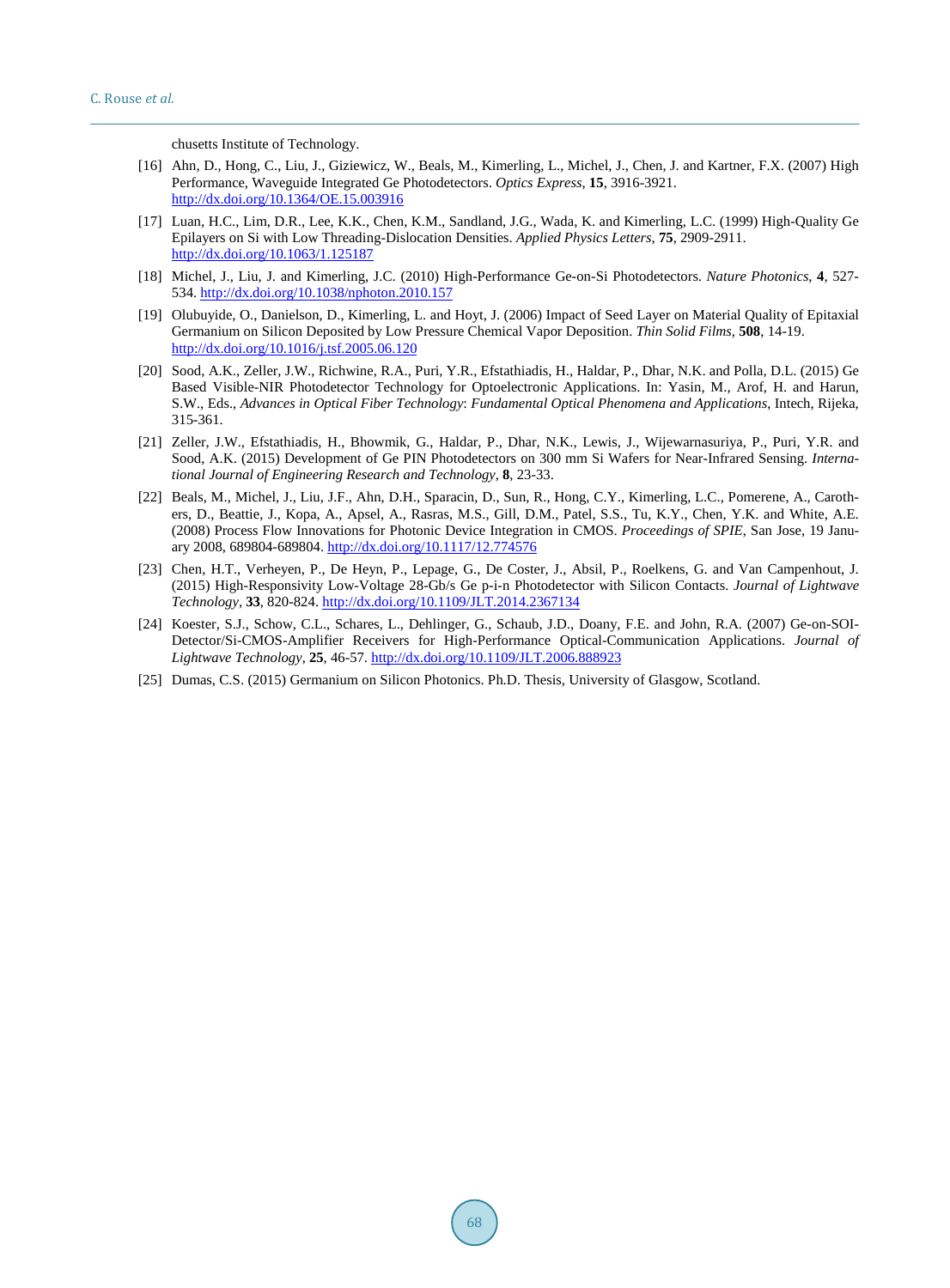chusetts Institute of Technology.

[16] Ahn, D., Hong, C., Liu, J., Giziewicz, W., Beals, M., Kimerling, L., Michel, J., Chen, J. and Kartner, F.X. (2007) High Performance, Waveguide Integrated Ge Photodetectors. *Optics Express*, **15**, 3916-3921. http://dx.doi.org/10.1364/OE.15.003916

[17] Luan, H.C., Lim, D.R., Lee, K.K., Chen, K.M., Sandland, J.G., Wada, K. and Kimerling, L.C. (1999) High-Quality Ge Epilayers on Si with Low Threading-Dislocation Densities. *Applied Physics Letters*, **75**, 2909-2911. http://dx.doi.org/10.1063/1.125187

[18] Michel, J., Liu, J. and Kimerling, J.C. (2010) High-Performance Ge-on-Si Photodetectors. *Nature Photonics*, **4**, 527-534. http://dx.doi.org/10.1038/nphoton.2010.157

[19] Olubuyide, O., Danielson, D., Kimerling, L. and Hoyt, J. (2006) Impact of Seed Layer on Material Quality of Epitaxial Germanium on Silicon Deposited by Low Pressure Chemical Vapor Deposition. *Thin Solid Films*, **508**, 14-19. http://dx.doi.org/10.1016/j.tsf.2005.06.120

[20] Sood, A.K., Zeller, J.W., Richwine, R.A., Puri, Y.R., Efstathiadis, H., Haldar, P., Dhar, N.K. and Polla, D.L. (2015) Ge Based Visible-NIR Photodetector Technology for Optoelectronic Applications. In: Yasin, M., Arof, H. and Harun, S.W., Eds., *Advances in Optical Fiber Technology*: *Fundamental Optical Phenomena and Applications*, Intech, Rijeka, 315-361.

[21] Zeller, J.W., Efstathiadis, H., Bhowmik, G., Haldar, P., Dhar, N.K., Lewis, J., Wijewarnasuriya, P., Puri, Y.R. and Sood, A.K. (2015) Development of Ge PIN Photodetectors on 300 mm Si Wafers for Near-Infrared Sensing. *International Journal of Engineering Research and Technology*, **8**, 23-33.

[22] Beals, M., Michel, J., Liu, J.F., Ahn, D.H., Sparacin, D., Sun, R., Hong, C.Y., Kimerling, L.C., Pomerene, A., Carothers, D., Beattie, J., Kopa, A., Apsel, A., Rasras, M.S., Gill, D.M., Patel, S.S., Tu, K.Y., Chen, Y.K. and White, A.E. (2008) Process Flow Innovations for Photonic Device Integration in CMOS. *Proceedings of SPIE*, San Jose, 19 January 2008, 689804-689804. http://dx.doi.org/10.1117/12.774576

[23] Chen, H.T., Verheyen, P., De Heyn, P., Lepage, G., De Coster, J., Absil, P., Roelkens, G. and Van Campenhout, J. (2015) High-Responsivity Low-Voltage 28-Gb/s Ge p-i-n Photodetector with Silicon Contacts. *Journal of Lightwave Technology*, **33**, 820-824. http://dx.doi.org/10.1109/JLT.2014.2367134

[24] Koester, S.J., Schow, C.L., Schares, L., Dehlinger, G., Schaub, J.D., Doany, F.E. and John, R.A. (2007) Ge-on-SOI-Detector/Si-CMOS-Amplifier Receivers for High-Performance Optical-Communication Applications. *Journal of Lightwave Technology*, **25**, 46-57. http://dx.doi.org/10.1109/JLT.2006.888923

[25] Dumas, C.S. (2015) Germanium on Silicon Photonics. Ph.D. Thesis, University of Glasgow, Scotland.